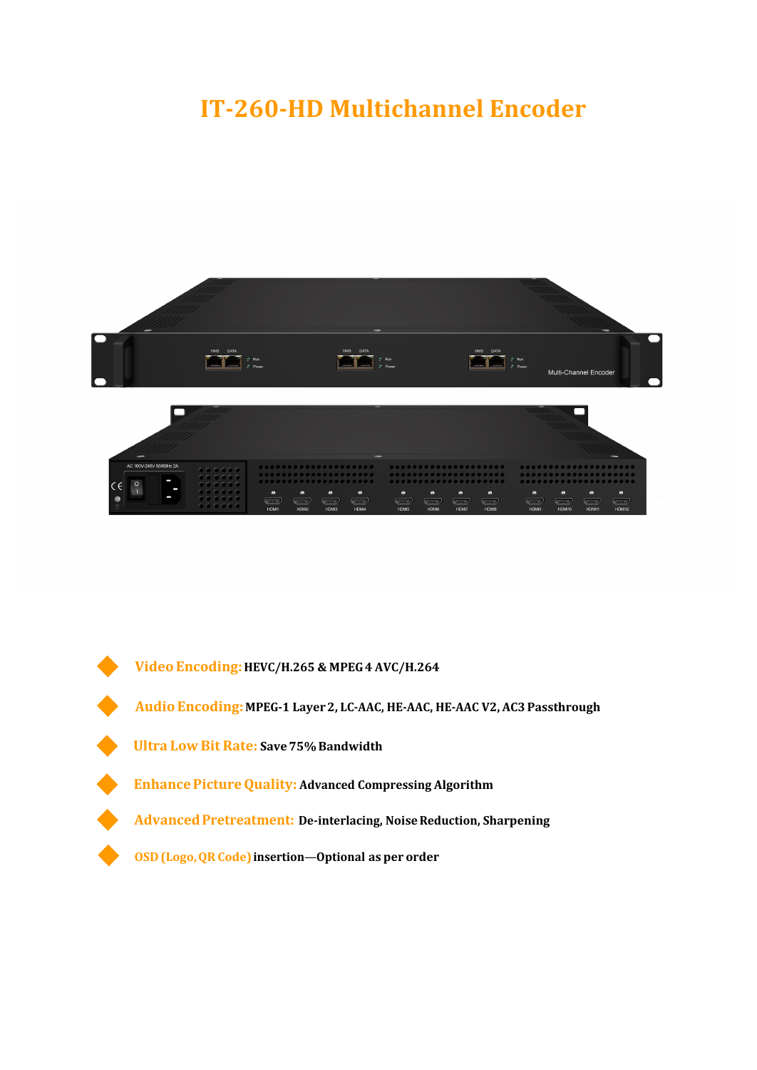# IT-260-HD Multichannel Encoder

- **Video Encoding:** HEVC/H.265 & MPEG 4 AVC/H.264
- **Audio Encoding:** MPEG-1 Layer 2, LC-AAC, HE-AAC, HE-AAC V2, AC3 Passthrough
- **Ultra Low Bit Rate:** Save 75% Bandwidth
- **Enhance Picture Quality:** Advanced Compressing Algorithm
- **Advanced Pretreatment:** De-interlacing, Noise Reduction, Sharpening
- **OSD (Logo, QR Code)** insertion—Optional as per order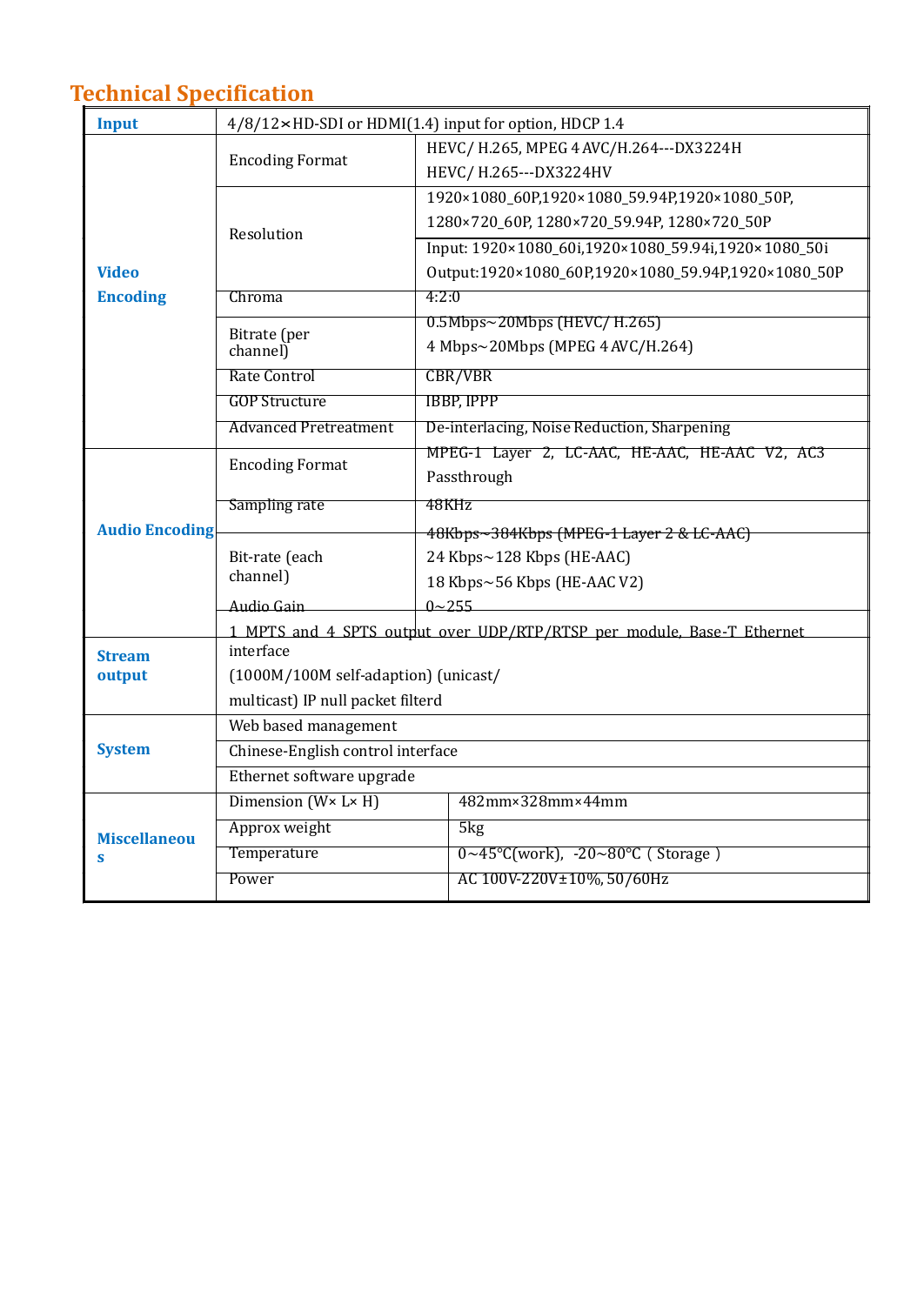## Technical Specification

| | | |
|---|---|---|
| **Input** | 4/8/12×HD-SDI or HDMI(1.4) input for option, HDCP 1.4 | |
| **Video Encoding** | Encoding Format | HEVC/ H.265, MPEG 4 AVC/H.264---DX3224H<br>HEVC/ H.265---DX3224HV |
| | Resolution | 1920×1080_60P,1920×1080_59.94P,1920×1080_50P,<br>1280×720_60P, 1280×720_59.94P, 1280×720_50P |
| | | Input: 1920×1080_60i,1920×1080_59.94i,1920×1080_50i<br>Output:1920×1080_60P,1920×1080_59.94P,1920×1080_50P |
| | Chroma | 4:2:0 |
| | Bitrate (per channel) | 0.5Mbps~20Mbps (HEVC/ H.265)<br>4 Mbps~20Mbps (MPEG 4 AVC/H.264) |
| | Rate Control | CBR/VBR |
| | GOP Structure | IBBP, IPPP |
| | Advanced Pretreatment | De-interlacing, Noise Reduction, Sharpening |
| **Audio Encoding** | Encoding Format | MPEG-1 Layer 2, LC-AAC, HE-AAC, HE-AAC V2, AC3 Passthrough |
| | Sampling rate | 48KHz |
| | Bit-rate (each channel) | 48Kbps~384Kbps (MPEG-1 Layer 2 & LC-AAC)<br>24 Kbps~128 Kbps (HE-AAC)<br>18 Kbps~56 Kbps (HE-AAC V2) |
| | Audio Gain | 0~255 |
| **Stream output** | 1 MPTS and 4 SPTS output over UDP/RTP/RTSP per module, Base-T Ethernet interface<br>(1000M/100M self-adaption) (unicast/<br>multicast) IP null packet filterd | |
| **System** | Web based management | |
| | Chinese-English control interface | |
| | Ethernet software upgrade | |
| **Miscellaneous** | Dimension (W× L× H) | 482mm×328mm×44mm |
| | Approx weight | 5kg |
| | Temperature | 0~45℃(work), -20~80℃ ( Storage ) |
| | Power | AC 100V-220V±10%, 50/60Hz |